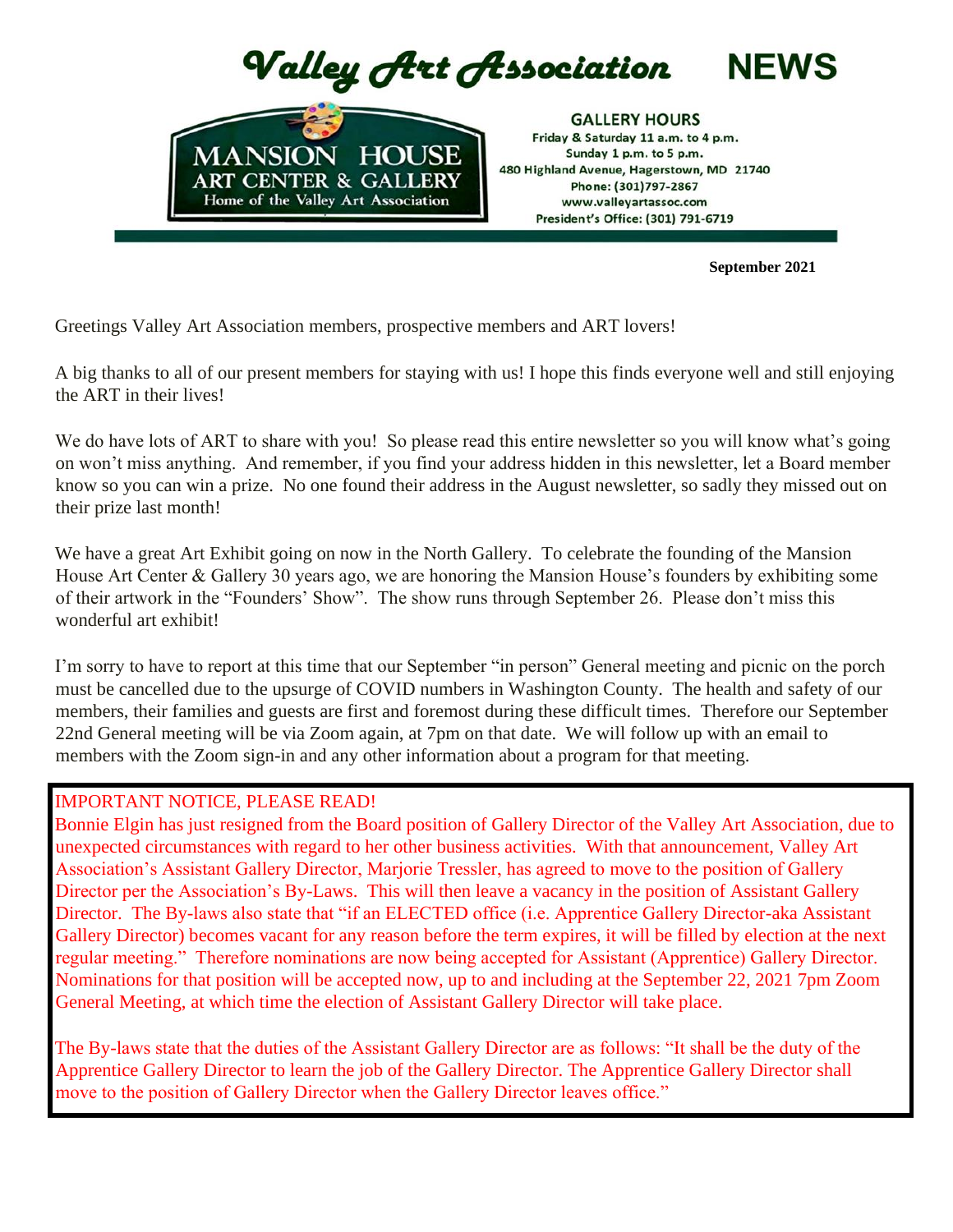# Valley Art Association NEWS

**MANSION HOUSE ART CENTER & GALLERY**
Home of the Valley Art Association

**GALLERY HOURS**
Friday & Saturday 11 a.m. to 4 p.m.
Sunday 1 p.m. to 5 p.m.
480 Highland Avenue, Hagerstown, MD 21740
Phone: (301)797-2867
www.valleyartassoc.com
President's Office: (301) 791-6719

**September 2021**

Greetings Valley Art Association members, prospective members and ART lovers!

A big thanks to all of our present members for staying with us! I hope this finds everyone well and still enjoying the ART in their lives!

We do have lots of ART to share with you! So please read this entire newsletter so you will know what's going on won't miss anything. And remember, if you find your address hidden in this newsletter, let a Board member know so you can win a prize. No one found their address in the August newsletter, so sadly they missed out on their prize last month!

We have a great Art Exhibit going on now in the North Gallery. To celebrate the founding of the Mansion House Art Center & Gallery 30 years ago, we are honoring the Mansion House's founders by exhibiting some of their artwork in the "Founders' Show". The show runs through September 26. Please don't miss this wonderful art exhibit!

I'm sorry to have to report at this time that our September "in person" General meeting and picnic on the porch must be cancelled due to the upsurge of COVID numbers in Washington County. The health and safety of our members, their families and guests are first and foremost during these difficult times. Therefore our September 22nd General meeting will be via Zoom again, at 7pm on that date. We will follow up with an email to members with the Zoom sign-in and any other information about a program for that meeting.

IMPORTANT NOTICE, PLEASE READ!
Bonnie Elgin has just resigned from the Board position of Gallery Director of the Valley Art Association, due to unexpected circumstances with regard to her other business activities. With that announcement, Valley Art Association's Assistant Gallery Director, Marjorie Tressler, has agreed to move to the position of Gallery Director per the Association's By-Laws. This will then leave a vacancy in the position of Assistant Gallery Director. The By-laws also state that "if an ELECTED office (i.e. Apprentice Gallery Director-aka Assistant Gallery Director) becomes vacant for any reason before the term expires, it will be filled by election at the next regular meeting." Therefore nominations are now being accepted for Assistant (Apprentice) Gallery Director. Nominations for that position will be accepted now, up to and including at the September 22, 2021 7pm Zoom General Meeting, at which time the election of Assistant Gallery Director will take place.

The By-laws state that the duties of the Assistant Gallery Director are as follows: "It shall be the duty of the Apprentice Gallery Director to learn the job of the Gallery Director. The Apprentice Gallery Director shall move to the position of Gallery Director when the Gallery Director leaves office."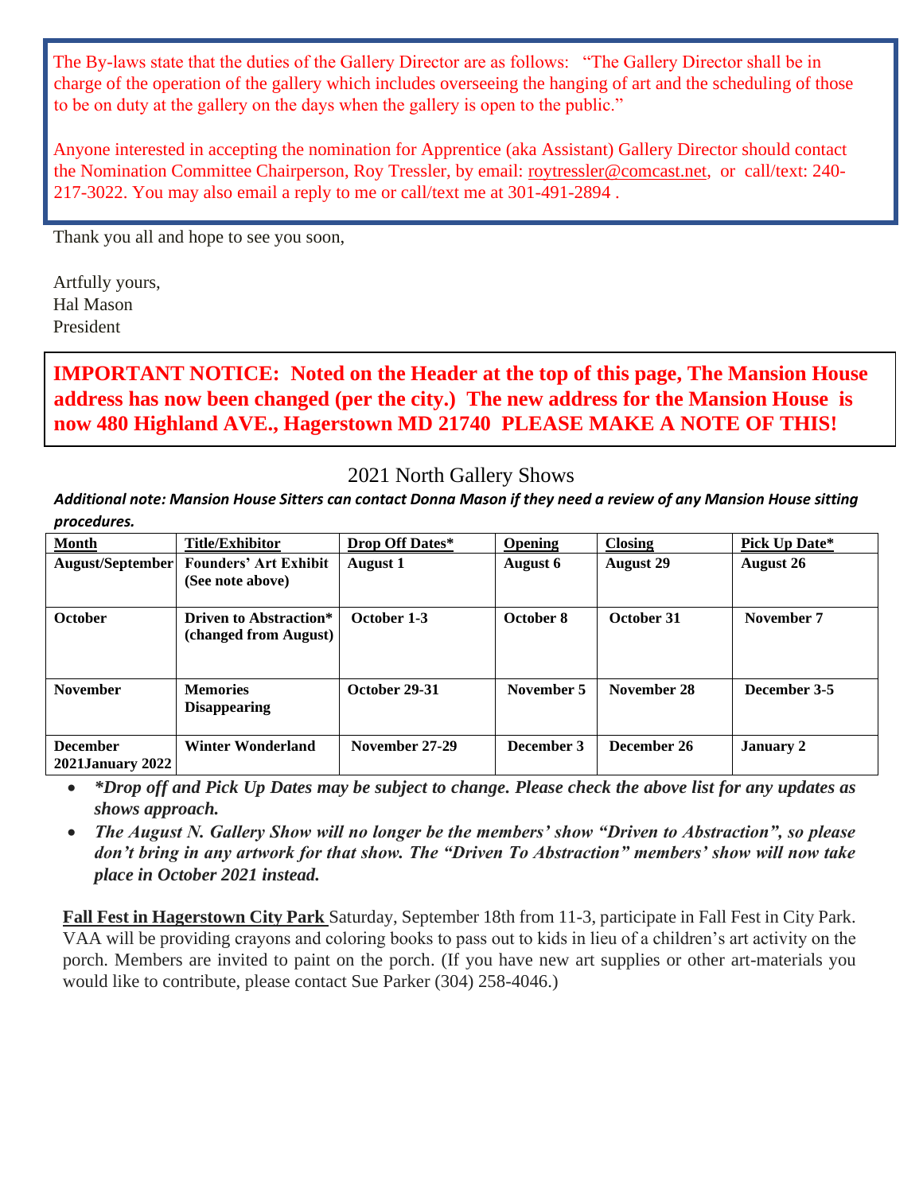The By-laws state that the duties of the Gallery Director are as follows: "The Gallery Director shall be in charge of the operation of the gallery which includes overseeing the hanging of art and the scheduling of those to be on duty at the gallery on the days when the gallery is open to the public."

Anyone interested in accepting the nomination for Apprentice (aka Assistant) Gallery Director should contact the Nomination Committee Chairperson, Roy Tressler, by email: roytressler@comcast.net, or call/text: 240-217-3022. You may also email a reply to me or call/text me at 301-491-2894 .

Thank you all and hope to see you soon,

Artfully yours,
Hal Mason
President

**IMPORTANT NOTICE: Noted on the Header at the top of this page, The Mansion House address has now been changed (per the city.) The new address for the Mansion House is now 480 Highland AVE., Hagerstown MD 21740 PLEASE MAKE A NOTE OF THIS!**

## 2021 North Gallery Shows

***Additional note: Mansion House Sitters can contact Donna Mason if they need a review of any Mansion House sitting procedures.***

| Month | Title/Exhibitor | Drop Off Dates* | Opening | Closing | Pick Up Date* |
|---|---|---|---|---|---|
| **August/September** | **Founders' Art Exhibit (See note above)** | **August 1** | **August 6** | **August 29** | **August 26** |
| **October** | **Driven to Abstraction* (changed from August)** | **October 1-3** | **October 8** | **October 31** | **November 7** |
| **November** | **Memories Disappearing** | **October 29-31** | **November 5** | **November 28** | **December 3-5** |
| **December 2021January 2022** | **Winter Wonderland** | **November 27-29** | **December 3** | **December 26** | **January 2** |

- ***\*Drop off and Pick Up Dates may be subject to change. Please check the above list for any updates as shows approach.***
- ***The August N. Gallery Show will no longer be the members' show "Driven to Abstraction", so please don't bring in any artwork for that show. The "Driven To Abstraction" members' show will now take place in October 2021 instead.***

**Fall Fest in Hagerstown City Park** Saturday, September 18th from 11-3, participate in Fall Fest in City Park. VAA will be providing crayons and coloring books to pass out to kids in lieu of a children's art activity on the porch. Members are invited to paint on the porch. (If you have new art supplies or other art-materials you would like to contribute, please contact Sue Parker (304) 258-4046.)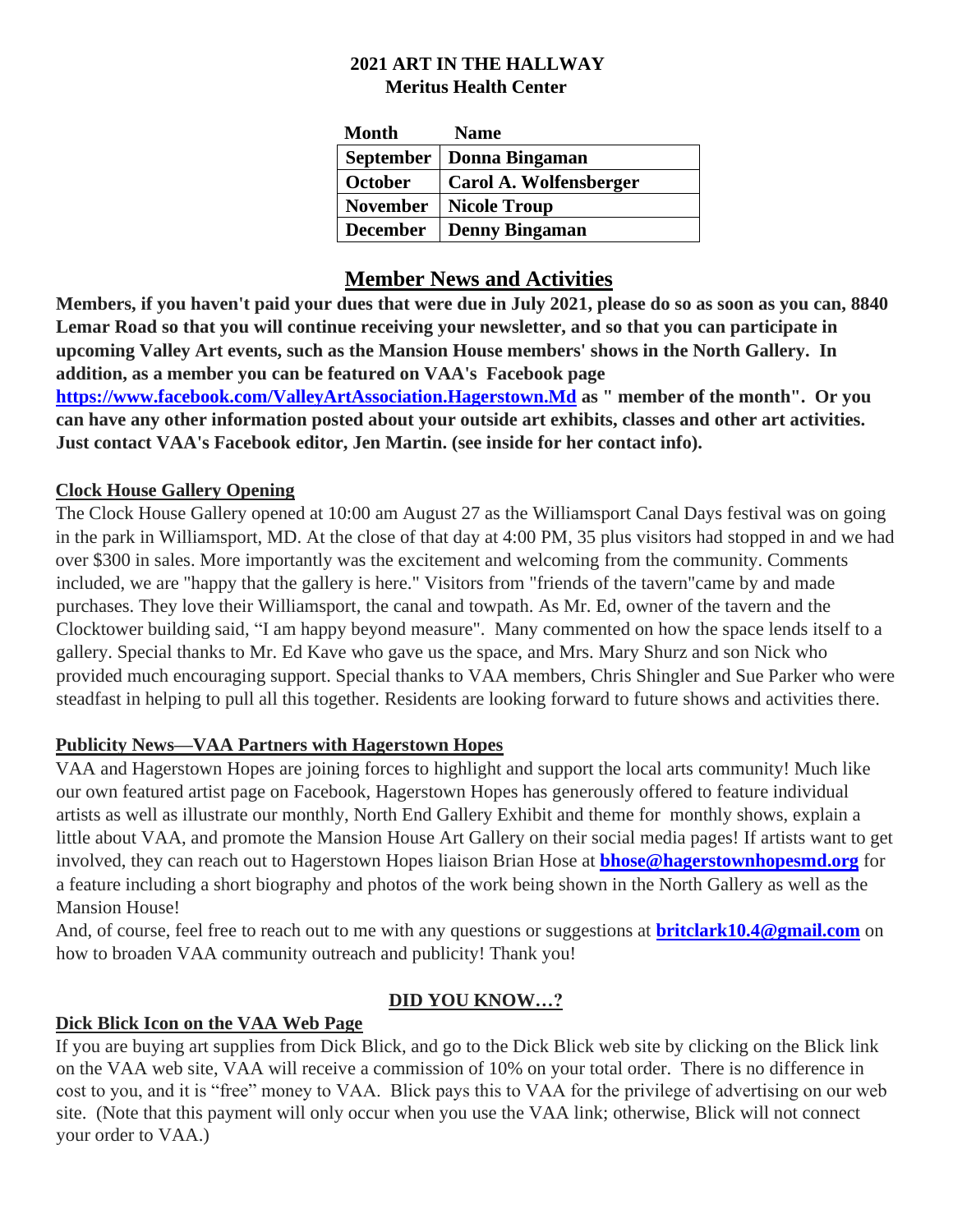**2021 ART IN THE HALLWAY**
**Meritus Health Center**

| Month | Name |
|---|---|
| **September** | **Donna Bingaman** |
| **October** | **Carol A. Wolfensberger** |
| **November** | **Nicole Troup** |
| **December** | **Denny Bingaman** |

## Member News and Activities

**Members, if you haven't paid your dues that were due in July 2021, please do so as soon as you can, 8840 Lemar Road so that you will continue receiving your newsletter, and so that you can participate in upcoming Valley Art events, such as the Mansion House members' shows in the North Gallery. In addition, as a member you can be featured on VAA's Facebook page https://www.facebook.com/ValleyArtAssociation.Hagerstown.Md as " member of the month". Or you can have any other information posted about your outside art exhibits, classes and other art activities. Just contact VAA's Facebook editor, Jen Martin. (see inside for her contact info).**

**Clock House Gallery Opening**

The Clock House Gallery opened at 10:00 am August 27 as the Williamsport Canal Days festival was on going in the park in Williamsport, MD. At the close of that day at 4:00 PM, 35 plus visitors had stopped in and we had over $300 in sales. More importantly was the excitement and welcoming from the community. Comments included, we are "happy that the gallery is here." Visitors from "friends of the tavern"came by and made purchases. They love their Williamsport, the canal and towpath. As Mr. Ed, owner of the tavern and the Clocktower building said, "I am happy beyond measure". Many commented on how the space lends itself to a gallery. Special thanks to Mr. Ed Kave who gave us the space, and Mrs. Mary Shurz and son Nick who provided much encouraging support. Special thanks to VAA members, Chris Shingler and Sue Parker who were steadfast in helping to pull all this together. Residents are looking forward to future shows and activities there.

**Publicity News—VAA Partners with Hagerstown Hopes**

VAA and Hagerstown Hopes are joining forces to highlight and support the local arts community! Much like our own featured artist page on Facebook, Hagerstown Hopes has generously offered to feature individual artists as well as illustrate our monthly, North End Gallery Exhibit and theme for monthly shows, explain a little about VAA, and promote the Mansion House Art Gallery on their social media pages! If artists want to get involved, they can reach out to Hagerstown Hopes liaison Brian Hose at **bhose@hagerstownhopesmd.org** for a feature including a short biography and photos of the work being shown in the North Gallery as well as the Mansion House!

And, of course, feel free to reach out to me with any questions or suggestions at **britclark10.4@gmail.com** on how to broaden VAA community outreach and publicity! Thank you!

**DID YOU KNOW…?**

**Dick Blick Icon on the VAA Web Page**

If you are buying art supplies from Dick Blick, and go to the Dick Blick web site by clicking on the Blick link on the VAA web site, VAA will receive a commission of 10% on your total order. There is no difference in cost to you, and it is "free" money to VAA. Blick pays this to VAA for the privilege of advertising on our web site. (Note that this payment will only occur when you use the VAA link; otherwise, Blick will not connect your order to VAA.)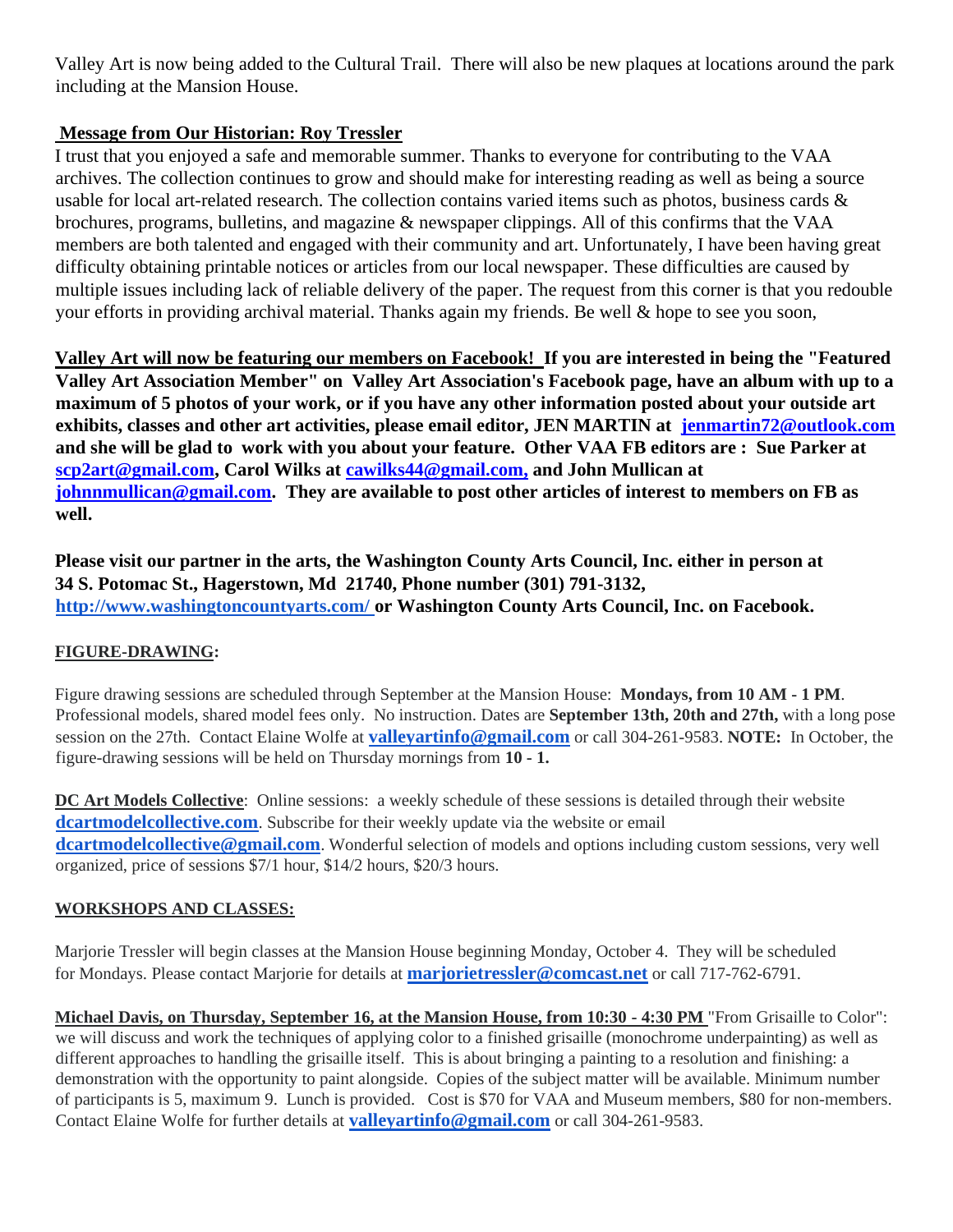Valley Art is now being added to the Cultural Trail. There will also be new plaques at locations around the park including at the Mansion House.

**Message from Our Historian: Roy Tressler**

I trust that you enjoyed a safe and memorable summer. Thanks to everyone for contributing to the VAA archives. The collection continues to grow and should make for interesting reading as well as being a source usable for local art-related research. The collection contains varied items such as photos, business cards & brochures, programs, bulletins, and magazine & newspaper clippings. All of this confirms that the VAA members are both talented and engaged with their community and art. Unfortunately, I have been having great difficulty obtaining printable notices or articles from our local newspaper. These difficulties are caused by multiple issues including lack of reliable delivery of the paper. The request from this corner is that you redouble your efforts in providing archival material. Thanks again my friends. Be well & hope to see you soon,

**Valley Art will now be featuring our members on Facebook! If you are interested in being the "Featured Valley Art Association Member" on Valley Art Association's Facebook page, have an album with up to a maximum of 5 photos of your work, or if you have any other information posted about your outside art exhibits, classes and other art activities, please email editor, JEN MARTIN at jenmartin72@outlook.com and she will be glad to work with you about your feature. Other VAA FB editors are : Sue Parker at scp2art@gmail.com, Carol Wilks at cawilks44@gmail.com, and John Mullican at johnnmullican@gmail.com. They are available to post other articles of interest to members on FB as well.**

**Please visit our partner in the arts, the Washington County Arts Council, Inc. either in person at 34 S. Potomac St., Hagerstown, Md 21740, Phone number (301) 791-3132, http://www.washingtoncountyarts.com/ or Washington County Arts Council, Inc. on Facebook.**

**FIGURE-DRAWING:**

Figure drawing sessions are scheduled through September at the Mansion House: **Mondays, from 10 AM - 1 PM**. Professional models, shared model fees only. No instruction. Dates are **September 13th, 20th and 27th,** with a long pose session on the 27th. Contact Elaine Wolfe at **valleyartinfo@gmail.com** or call 304-261-9583. **NOTE:** In October, the figure-drawing sessions will be held on Thursday mornings from **10 - 1.**

**DC Art Models Collective**: Online sessions: a weekly schedule of these sessions is detailed through their website **dcartmodelcollective.com**. Subscribe for their weekly update via the website or email **dcartmodelcollective@gmail.com**. Wonderful selection of models and options including custom sessions, very well organized, price of sessions $7/1 hour, $14/2 hours, $20/3 hours.

**WORKSHOPS AND CLASSES:**

Marjorie Tressler will begin classes at the Mansion House beginning Monday, October 4. They will be scheduled for Mondays. Please contact Marjorie for details at **marjorietressler@comcast.net** or call 717-762-6791.

**Michael Davis, on Thursday, September 16, at the Mansion House, from 10:30 - 4:30 PM** "From Grisaille to Color": we will discuss and work the techniques of applying color to a finished grisaille (monochrome underpainting) as well as different approaches to handling the grisaille itself. This is about bringing a painting to a resolution and finishing: a demonstration with the opportunity to paint alongside. Copies of the subject matter will be available. Minimum number of participants is 5, maximum 9. Lunch is provided. Cost is $70 for VAA and Museum members, $80 for non-members. Contact Elaine Wolfe for further details at **valleyartinfo@gmail.com** or call 304-261-9583.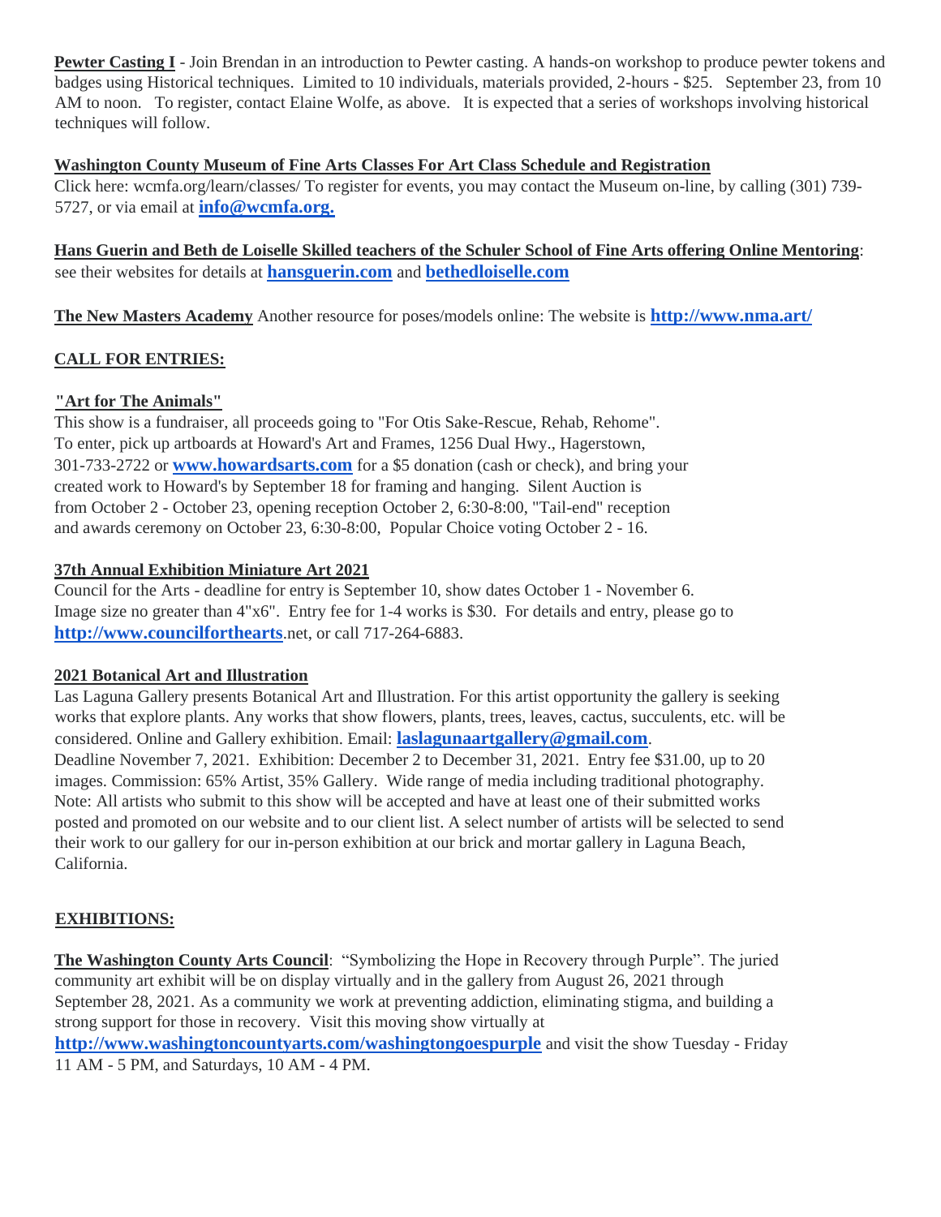**Pewter Casting I** - Join Brendan in an introduction to Pewter casting. A hands-on workshop to produce pewter tokens and badges using Historical techniques. Limited to 10 individuals, materials provided, 2-hours - $25. September 23, from 10 AM to noon. To register, contact Elaine Wolfe, as above. It is expected that a series of workshops involving historical techniques will follow.

**Washington County Museum of Fine Arts Classes For Art Class Schedule and Registration**
Click here: wcmfa.org/learn/classes/ To register for events, you may contact the Museum on-line, by calling (301) 739-5727, or via email at **info@wcmfa.org.**

**Hans Guerin and Beth de Loiselle Skilled teachers of the Schuler School of Fine Arts offering Online Mentoring**: see their websites for details at **hansguerin.com** and **bethedloiselle.com**

**The New Masters Academy** Another resource for poses/models online: The website is **http://www.nma.art/**

## CALL FOR ENTRIES:

**"Art for The Animals"**
This show is a fundraiser, all proceeds going to "For Otis Sake-Rescue, Rehab, Rehome". To enter, pick up artboards at Howard's Art and Frames, 1256 Dual Hwy., Hagerstown, 301-733-2722 or **www.howardsarts.com** for a $5 donation (cash or check), and bring your created work to Howard's by September 18 for framing and hanging. Silent Auction is from October 2 - October 23, opening reception October 2, 6:30-8:00, "Tail-end" reception and awards ceremony on October 23, 6:30-8:00, Popular Choice voting October 2 - 16.

**37th Annual Exhibition Miniature Art 2021**
Council for the Arts - deadline for entry is September 10, show dates October 1 - November 6. Image size no greater than 4"x6". Entry fee for 1-4 works is $30. For details and entry, please go to **http://www.councilforthearts**.net, or call 717-264-6883.

**2021 Botanical Art and Illustration**
Las Laguna Gallery presents Botanical Art and Illustration. For this artist opportunity the gallery is seeking works that explore plants. Any works that show flowers, plants, trees, leaves, cactus, succulents, etc. will be considered. Online and Gallery exhibition. Email: **laslagunaartgallery@gmail.com**.
Deadline November 7, 2021. Exhibition: December 2 to December 31, 2021. Entry fee $31.00, up to 20 images. Commission: 65% Artist, 35% Gallery. Wide range of media including traditional photography. Note: All artists who submit to this show will be accepted and have at least one of their submitted works posted and promoted on our website and to our client list. A select number of artists will be selected to send their work to our gallery for our in-person exhibition at our brick and mortar gallery in Laguna Beach, California.

## EXHIBITIONS:

**The Washington County Arts Council**: "Symbolizing the Hope in Recovery through Purple". The juried community art exhibit will be on display virtually and in the gallery from August 26, 2021 through September 28, 2021. As a community we work at preventing addiction, eliminating stigma, and building a strong support for those in recovery. Visit this moving show virtually at **http://www.washingtoncountyarts.com/washingtongoespurple** and visit the show Tuesday - Friday 11 AM - 5 PM, and Saturdays, 10 AM - 4 PM.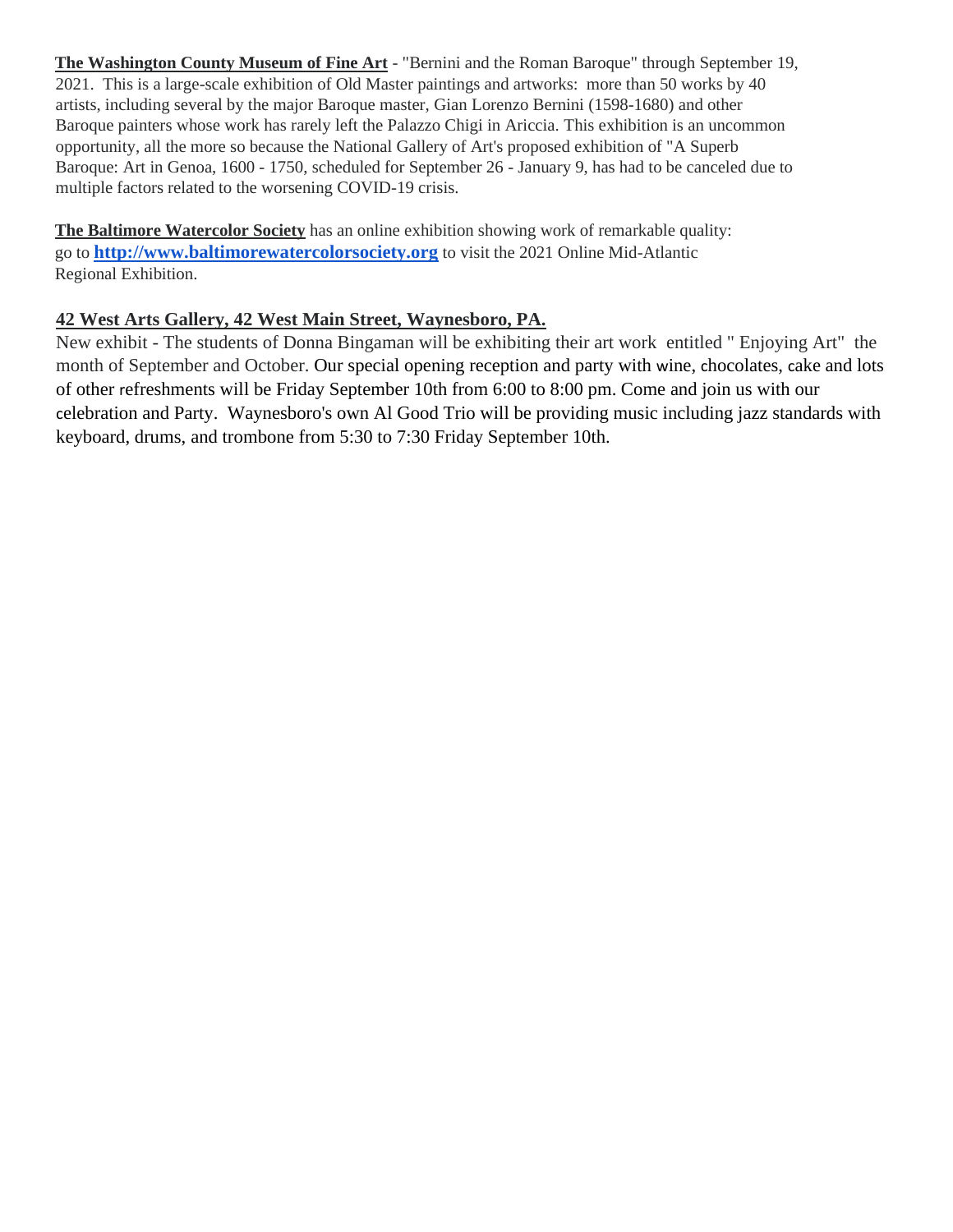**The Washington County Museum of Fine Art** - "Bernini and the Roman Baroque" through September 19, 2021. This is a large-scale exhibition of Old Master paintings and artworks: more than 50 works by 40 artists, including several by the major Baroque master, Gian Lorenzo Bernini (1598-1680) and other Baroque painters whose work has rarely left the Palazzo Chigi in Ariccia. This exhibition is an uncommon opportunity, all the more so because the National Gallery of Art's proposed exhibition of "A Superb Baroque: Art in Genoa, 1600 - 1750, scheduled for September 26 - January 9, has had to be canceled due to multiple factors related to the worsening COVID-19 crisis.

**The Baltimore Watercolor Society** has an online exhibition showing work of remarkable quality: go to **http://www.baltimorewatercolorsociety.org** to visit the 2021 Online Mid-Atlantic Regional Exhibition.

**42 West Arts Gallery, 42 West Main Street, Waynesboro, PA.**

New exhibit - The students of Donna Bingaman will be exhibiting their art work entitled " Enjoying Art" the month of September and October. Our special opening reception and party with wine, chocolates, cake and lots of other refreshments will be Friday September 10th from 6:00 to 8:00 pm. Come and join us with our celebration and Party. Waynesboro's own Al Good Trio will be providing music including jazz standards with keyboard, drums, and trombone from 5:30 to 7:30 Friday September 10th.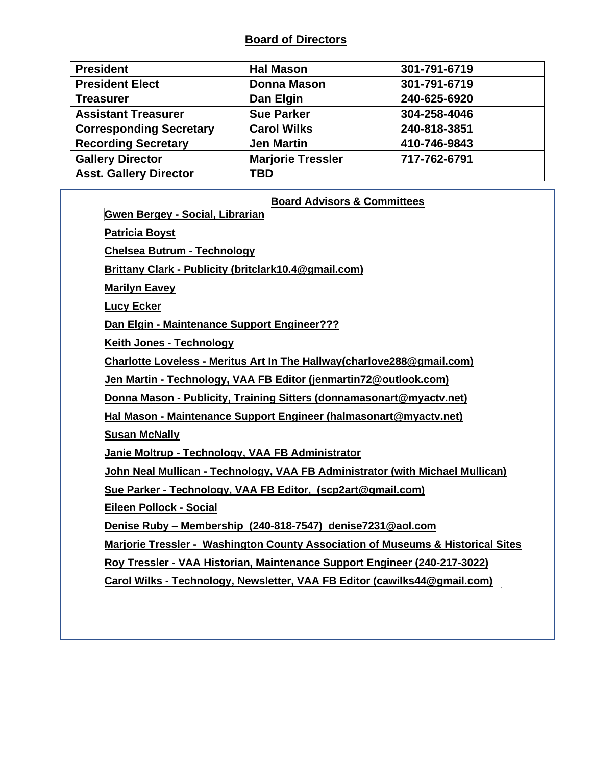## Board of Directors

| | | |
|---|---|---|
| **President** | **Hal Mason** | **301-791-6719** |
| **President Elect** | **Donna Mason** | **301-791-6719** |
| **Treasurer** | **Dan Elgin** | **240-625-6920** |
| **Assistant Treasurer** | **Sue Parker** | **304-258-4046** |
| **Corresponding Secretary** | **Carol Wilks** | **240-818-3851** |
| **Recording Secretary** | **Jen Martin** | **410-746-9843** |
| **Gallery Director** | **Marjorie Tressler** | **717-762-6791** |
| **Asst. Gallery Director** | **TBD** | |

### Board Advisors & Committees

**Gwen Bergey - Social, Librarian**

**Patricia Boyst**

**Chelsea Butrum - Technology**

**Brittany Clark - Publicity (britclark10.4@gmail.com)**

**Marilyn Eavey**

**Lucy Ecker**

**Dan Elgin - Maintenance Support Engineer???**

**Keith Jones - Technology**

**Charlotte Loveless - Meritus Art In The Hallway(charlove288@gmail.com)**

**Jen Martin - Technology, VAA FB Editor (jenmartin72@outlook.com)**

**Donna Mason - Publicity, Training Sitters (donnamasonart@myactv.net)**

**Hal Mason - Maintenance Support Engineer (halmasonart@myactv.net)**

**Susan McNally**

**Janie Moltrup - Technology, VAA FB Administrator**

**John Neal Mullican - Technology, VAA FB Administrator (with Michael Mullican)**

**Sue Parker - Technology, VAA FB Editor, (scp2art@gmail.com)**

**Eileen Pollock - Social**

**Denise Ruby – Membership (240-818-7547) denise7231@aol.com**

**Marjorie Tressler - Washington County Association of Museums & Historical Sites**

**Roy Tressler - VAA Historian, Maintenance Support Engineer (240-217-3022)**

**Carol Wilks - Technology, Newsletter, VAA FB Editor (cawilks44@gmail.com)**